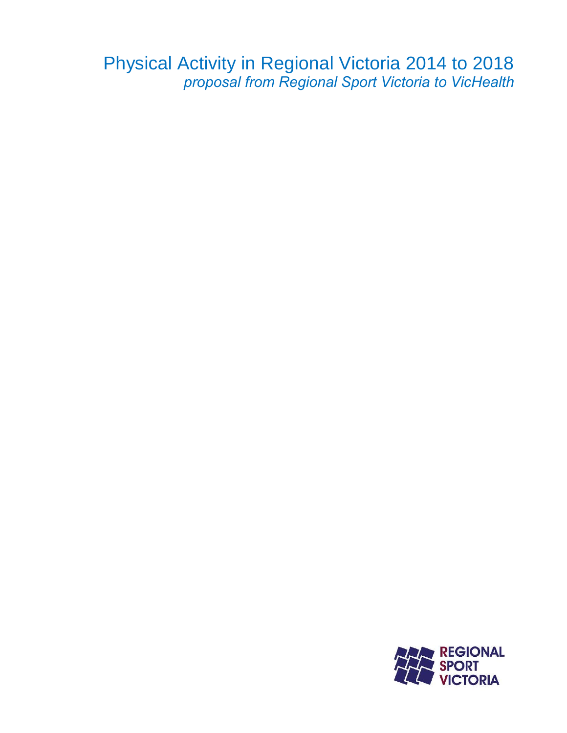# Physical Activity in Regional Victoria 2014 to 2018

*proposal from Regional Sport Victoria to VicHealth*

REGIONAL SPORT VICTORIA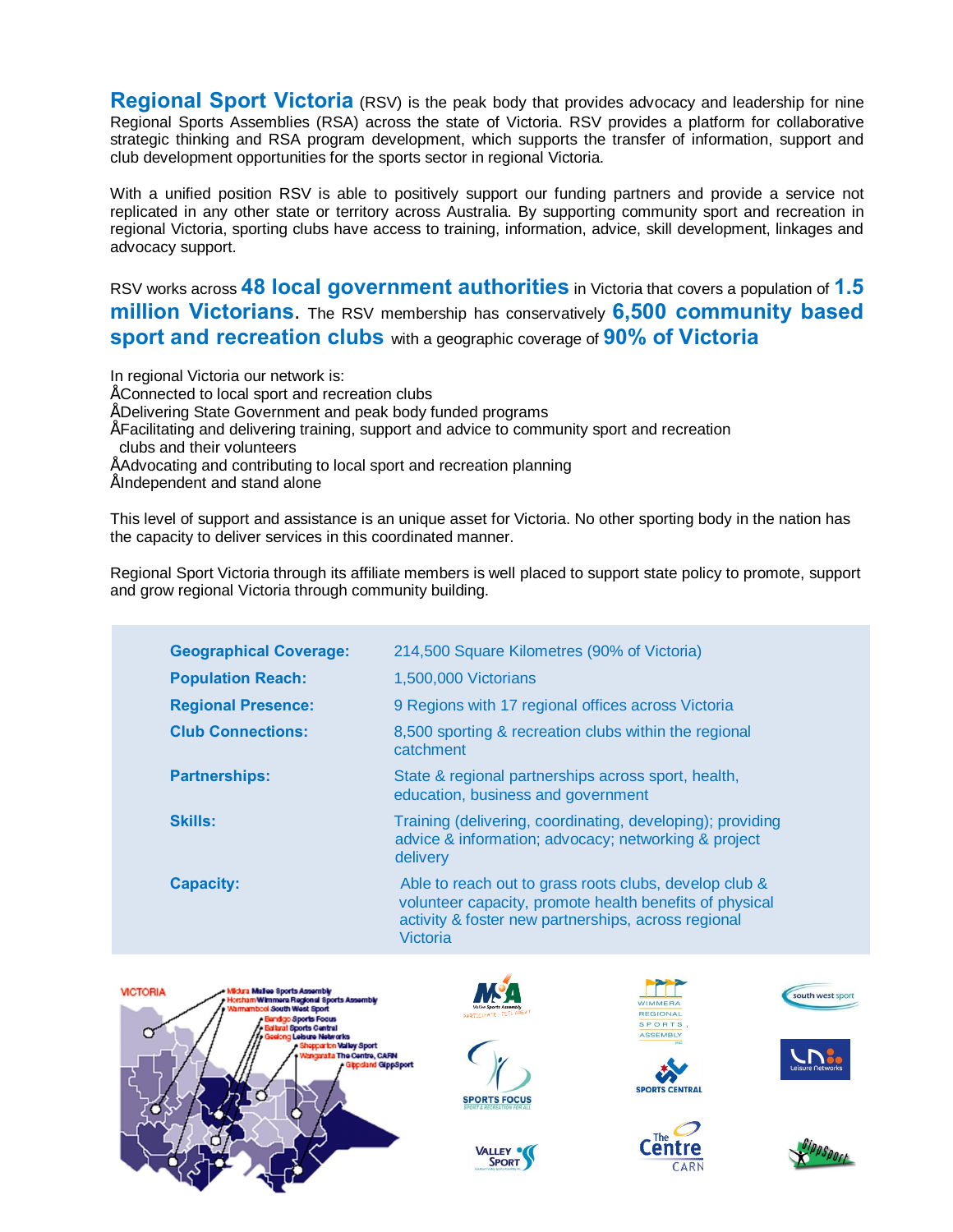**Regional Sport Victoria** (RSV) is the peak body that provides advocacy and leadership for nine Regional Sports Assemblies (RSA) across the state of Victoria. RSV provides a platform for collaborative strategic thinking and RSA program development, which supports the transfer of information, support and club development opportunities for the sports sector in regional Victoria.

With a unified position RSV is able to positively support our funding partners and provide a service not replicated in any other state or territory across Australia. By supporting community sport and recreation in regional Victoria, sporting clubs have access to training, information, advice, skill development, linkages and advocacy support.

RSV works across **48 local government authorities** in Victoria that covers a population of **1.5 million Victorians**. The RSV membership has conservatively **6,500 community based sport and recreation clubs** with a geographic coverage of **90% of Victoria**

In regional Victoria our network is:

- Connected to local sport and recreation clubs
- Delivering State Government and peak body funded programs
- Facilitating and delivering training, support and advice to community sport and recreation clubs and their volunteers
- Advocating and contributing to local sport and recreation planning
- Independent and stand alone

This level of support and assistance is an unique asset for Victoria. No other sporting body in the nation has the capacity to deliver services in this coordinated manner.

Regional Sport Victoria through its affiliate members is well placed to support state policy to promote, support and grow regional Victoria through community building.

| | |
|---|---|
| **Geographical Coverage:** | 214,500 Square Kilometres (90% of Victoria) |
| **Population Reach:** | 1,500,000 Victorians |
| **Regional Presence:** | 9 Regions with 17 regional offices across Victoria |
| **Club Connections:** | 8,500 sporting & recreation clubs within the regional catchment |
| **Partnerships:** | State & regional partnerships across sport, health, education, business and government |
| **Skills:** | Training (delivering, coordinating, developing); providing advice & information; advocacy; networking & project delivery |
| **Capacity:** | Able to reach out to grass roots clubs, develop club & volunteer capacity, promote health benefits of physical activity & foster new partnerships, across regional Victoria |

VICTORIA

- Mildura Mallee Sports Assembly
- Horsham Wimmera Regional Sports Assembly
- Warrnambool South West Sport
- Bendigo Sports Focus
- Ballarat Sports Central
- Geelong Leisure Networks
- Shepparton Valley Sport
- Wangaratta The Centre, CARN
- Gippsland GippSport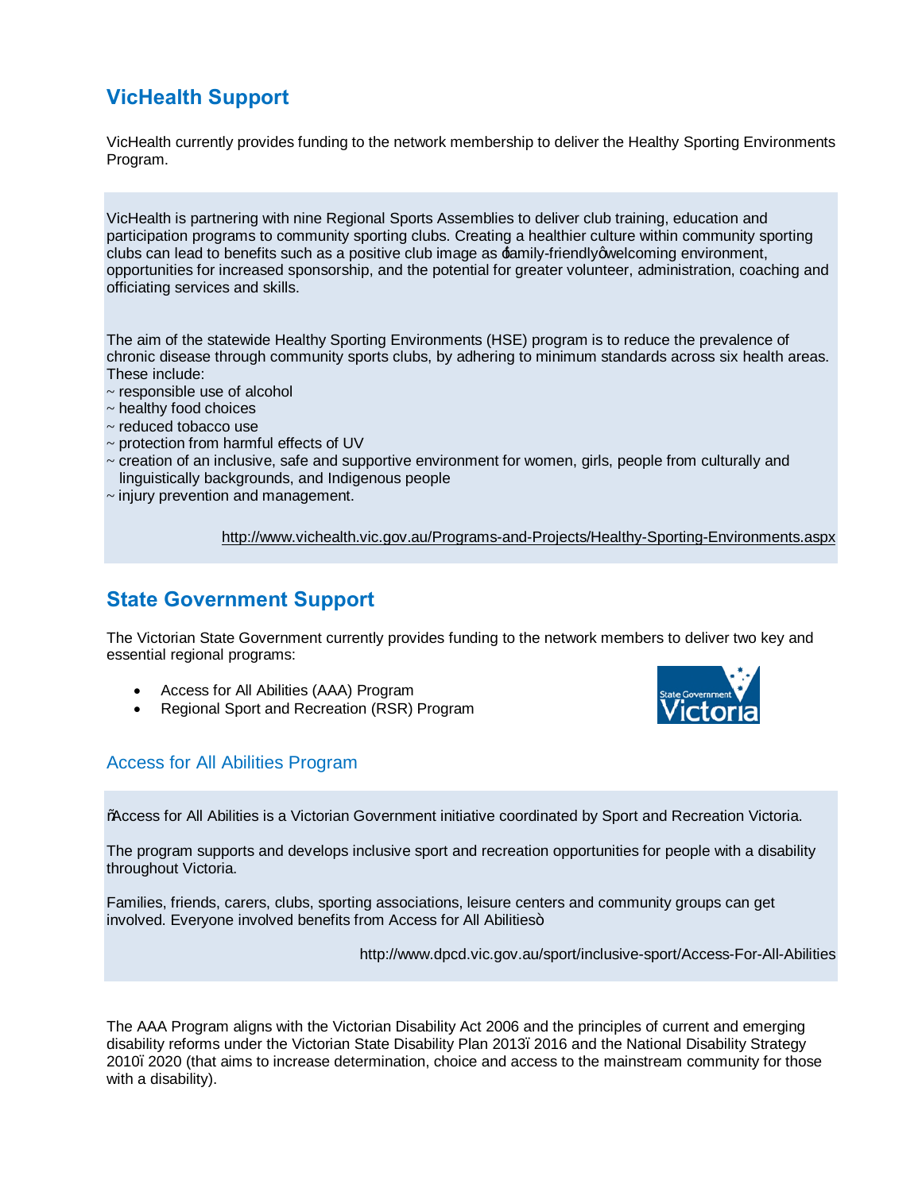## VicHealth Support

VicHealth currently provides funding to the network membership to deliver the Healthy Sporting Environments Program.

VicHealth is partnering with nine Regional Sports Assemblies to deliver club training, education and participation programs to community sporting clubs. Creating a healthier culture within community sporting clubs can lead to benefits such as a positive club image as ‘family-friendly’ welcoming environment, opportunities for increased sponsorship, and the potential for greater volunteer, administration, coaching and officiating services and skills.

The aim of the statewide Healthy Sporting Environments (HSE) program is to reduce the prevalence of chronic disease through community sports clubs, by adhering to minimum standards across six health areas. These include:

~ responsible use of alcohol
~ healthy food choices
~ reduced tobacco use
~ protection from harmful effects of UV
~ creation of an inclusive, safe and supportive environment for women, girls, people from culturally and linguistically backgrounds, and Indigenous people
~ injury prevention and management.

http://www.vichealth.vic.gov.au/Programs-and-Projects/Healthy-Sporting-Environments.aspx

## State Government Support

The Victorian State Government currently provides funding to the network members to deliver two key and essential regional programs:

- Access for All Abilities (AAA) Program
- Regional Sport and Recreation (RSR) Program

### Access for All Abilities Program

“Access for All Abilities is a Victorian Government initiative coordinated by Sport and Recreation Victoria.

The program supports and develops inclusive sport and recreation opportunities for people with a disability throughout Victoria.

Families, friends, carers, clubs, sporting associations, leisure centers and community groups can get involved. Everyone involved benefits from Access for All Abilities”

http://www.dpcd.vic.gov.au/sport/inclusive-sport/Access-For-All-Abilities

The AAA Program aligns with the Victorian Disability Act 2006 and the principles of current and emerging disability reforms under the Victorian State Disability Plan 2013–2016 and the National Disability Strategy 2010–2020 (that aims to increase determination, choice and access to the mainstream community for those with a disability).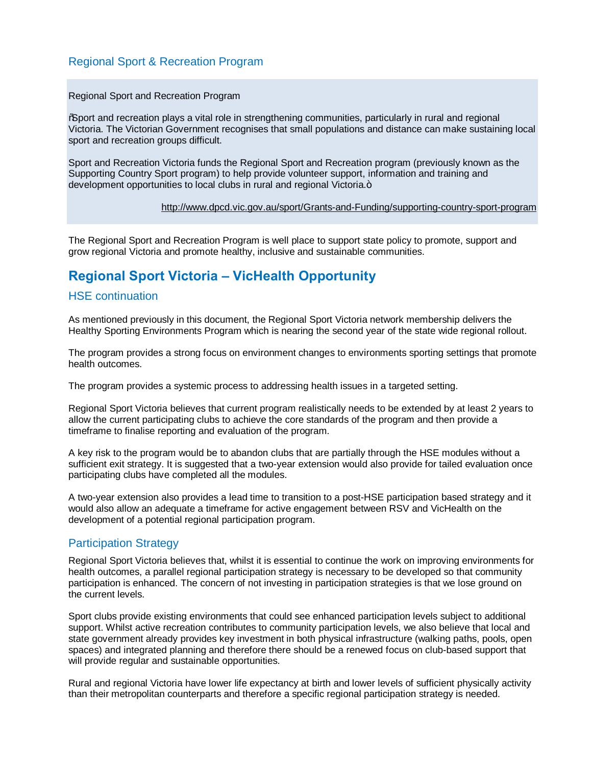### Regional Sport & Recreation Program

> Regional Sport and Recreation Program
>
> "Sport and recreation plays a vital role in strengthening communities, particularly in rural and regional Victoria. The Victorian Government recognises that small populations and distance can make sustaining local sport and recreation groups difficult.
>
> Sport and Recreation Victoria funds the Regional Sport and Recreation program (previously known as the Supporting Country Sport program) to help provide volunteer support, information and training and development opportunities to local clubs in rural and regional Victoria."
>
> http://www.dpcd.vic.gov.au/sport/Grants-and-Funding/supporting-country-sport-program

The Regional Sport and Recreation Program is well place to support state policy to promote, support and grow regional Victoria and promote healthy, inclusive and sustainable communities.

## Regional Sport Victoria – VicHealth Opportunity

### HSE continuation

As mentioned previously in this document, the Regional Sport Victoria network membership delivers the Healthy Sporting Environments Program which is nearing the second year of the state wide regional rollout.

The program provides a strong focus on environment changes to environments sporting settings that promote health outcomes.

The program provides a systemic process to addressing health issues in a targeted setting.

Regional Sport Victoria believes that current program realistically needs to be extended by at least 2 years to allow the current participating clubs to achieve the core standards of the program and then provide a timeframe to finalise reporting and evaluation of the program.

A key risk to the program would be to abandon clubs that are partially through the HSE modules without a sufficient exit strategy. It is suggested that a two-year extension would also provide for tailed evaluation once participating clubs have completed all the modules.

A two-year extension also provides a lead time to transition to a post-HSE participation based strategy and it would also allow an adequate a timeframe for active engagement between RSV and VicHealth on the development of a potential regional participation program.

### Participation Strategy

Regional Sport Victoria believes that, whilst it is essential to continue the work on improving environments for health outcomes, a parallel regional participation strategy is necessary to be developed so that community participation is enhanced. The concern of not investing in participation strategies is that we lose ground on the current levels.

Sport clubs provide existing environments that could see enhanced participation levels subject to additional support. Whilst active recreation contributes to community participation levels, we also believe that local and state government already provides key investment in both physical infrastructure (walking paths, pools, open spaces) and integrated planning and therefore there should be a renewed focus on club-based support that will provide regular and sustainable opportunities.

Rural and regional Victoria have lower life expectancy at birth and lower levels of sufficient physically activity than their metropolitan counterparts and therefore a specific regional participation strategy is needed.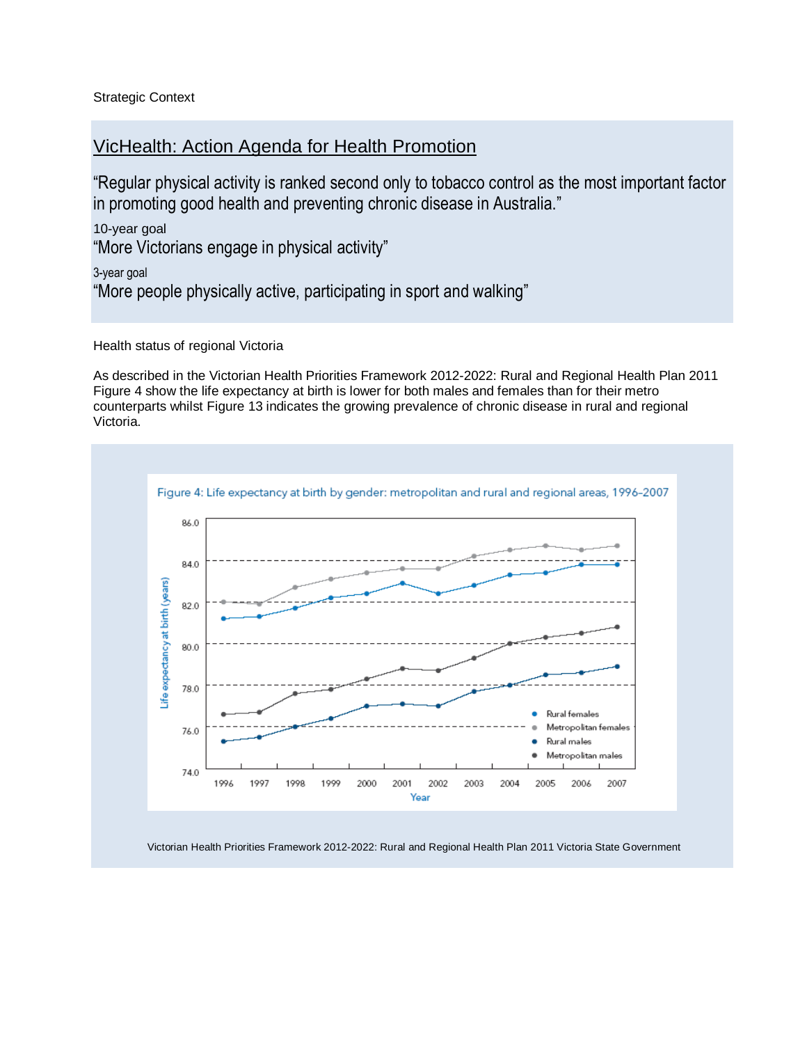Strategic Context

## VicHealth: Action Agenda for Health Promotion

"Regular physical activity is ranked second only to tobacco control as the most important factor in promoting good health and preventing chronic disease in Australia."

10-year goal

"More Victorians engage in physical activity"

3-year goal

"More people physically active, participating in sport and walking"

Health status of regional Victoria

As described in the Victorian Health Priorities Framework 2012-2022: Rural and Regional Health Plan 2011 Figure 4 show the life expectancy at birth is lower for both males and females than for their metro counterparts whilst Figure 13 indicates the growing prevalence of chronic disease in rural and regional Victoria.

Figure 4: Life expectancy at birth by gender: metropolitan and rural and regional areas, 1996–2007

Victorian Health Priorities Framework 2012-2022: Rural and Regional Health Plan 2011 Victoria State Government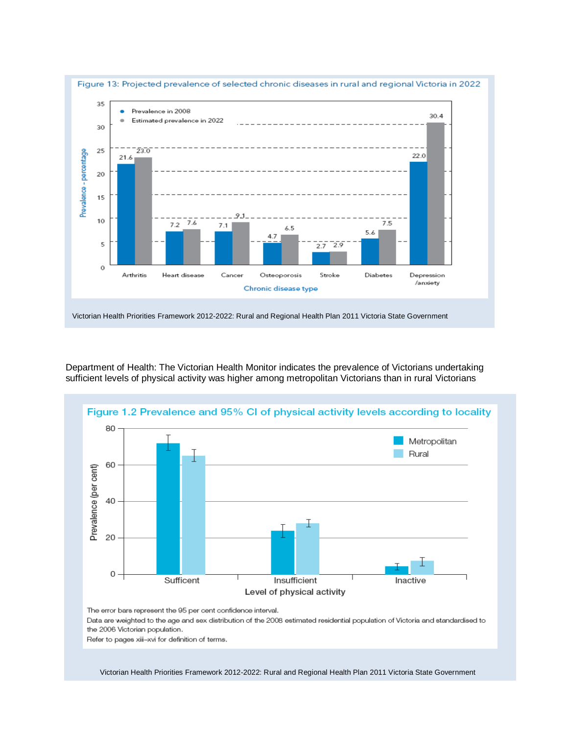Figure 13: Projected prevalence of selected chronic diseases in rural and regional Victoria in 2022

| Chronic disease type | Prevalence in 2008 | Estimated prevalence in 2022 |
|---|---|---|
| Arthritis | 21.6 | 23.0 |
| Heart disease | 7.2 | 7.6 |
| Cancer | 7.1 | 9.1 |
| Osteoporosis | 4.7 | 6.5 |
| Stroke | 2.7 | 2.9 |
| Diabetes | 5.6 | 7.5 |
| Depression /anxiety | 22.0 | 30.4 |

Victorian Health Priorities Framework 2012-2022: Rural and Regional Health Plan 2011 Victoria State Government

Department of Health: The Victorian Health Monitor indicates the prevalence of Victorians undertaking sufficient levels of physical activity was higher among metropolitan Victorians than in rural Victorians

Figure 1.2 Prevalence and 95% CI of physical activity levels according to locality

The error bars represent the 95 per cent confidence interval.
Data are weighted to the age and sex distribution of the 2008 estimated residential population of Victoria and standardised to the 2006 Victorian population.
Refer to pages xiii–xvi for definition of terms.

Victorian Health Priorities Framework 2012-2022: Rural and Regional Health Plan 2011 Victoria State Government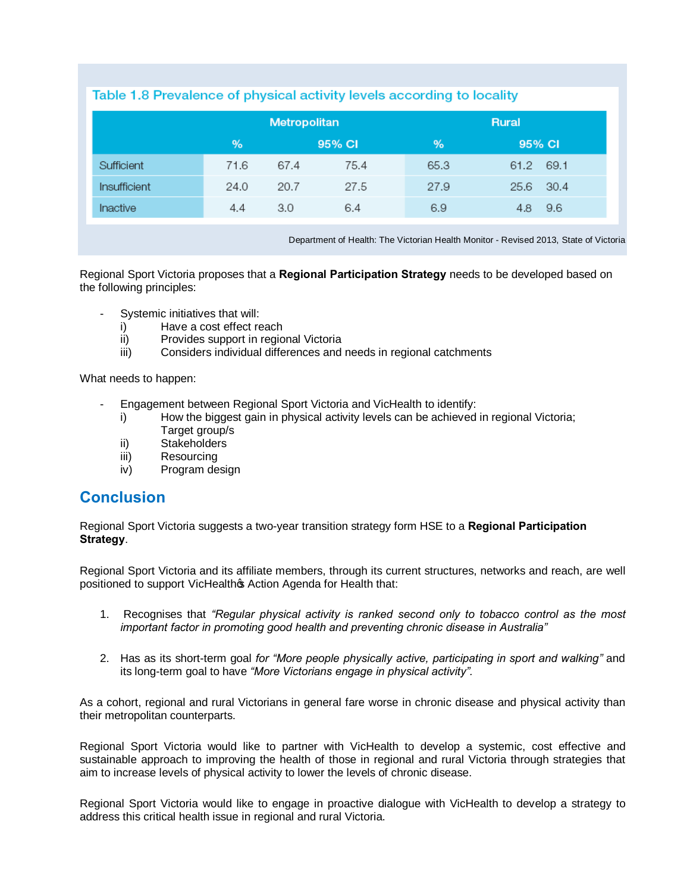Table 1.8 Prevalence of physical activity levels according to locality

| | Metropolitan | | | Rural | | |
|---|---|---|---|---|---|---|
| | % | 95% CI | | % | 95% CI | |
| Sufficient | 71.6 | 67.4 | 75.4 | 65.3 | 61.2 | 69.1 |
| Insufficient | 24.0 | 20.7 | 27.5 | 27.9 | 25.6 | 30.4 |
| Inactive | 4.4 | 3.0 | 6.4 | 6.9 | 4.8 | 9.6 |

Department of Health: The Victorian Health Monitor - Revised 2013, State of Victoria

Regional Sport Victoria proposes that a **Regional Participation Strategy** needs to be developed based on the following principles:

- Systemic initiatives that will:
  i) Have a cost effect reach
  ii) Provides support in regional Victoria
  iii) Considers individual differences and needs in regional catchments

What needs to happen:

- Engagement between Regional Sport Victoria and VicHealth to identify:
  i) How the biggest gain in physical activity levels can be achieved in regional Victoria; Target group/s
  ii) Stakeholders
  iii) Resourcing
  iv) Program design

## Conclusion

Regional Sport Victoria suggests a two-year transition strategy form HSE to a **Regional Participation Strategy**.

Regional Sport Victoria and its affiliate members, through its current structures, networks and reach, are well positioned to support VicHealth's Action Agenda for Health that:

1. Recognises that *"Regular physical activity is ranked second only to tobacco control as the most important factor in promoting good health and preventing chronic disease in Australia"*

2. Has as its short-term goal *for "More people physically active, participating in sport and walking"* and its long-term goal to have *"More Victorians engage in physical activity".*

As a cohort, regional and rural Victorians in general fare worse in chronic disease and physical activity than their metropolitan counterparts.

Regional Sport Victoria would like to partner with VicHealth to develop a systemic, cost effective and sustainable approach to improving the health of those in regional and rural Victoria through strategies that aim to increase levels of physical activity to lower the levels of chronic disease.

Regional Sport Victoria would like to engage in proactive dialogue with VicHealth to develop a strategy to address this critical health issue in regional and rural Victoria.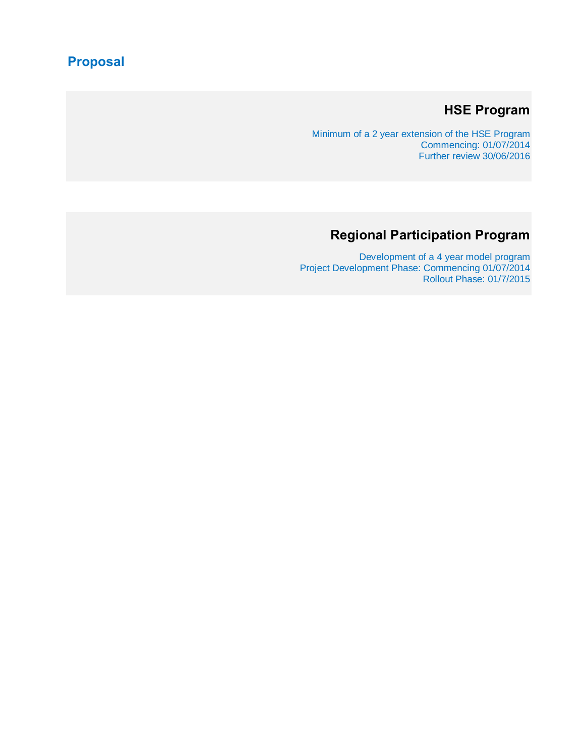## Proposal

### HSE Program

Minimum of a 2 year extension of the HSE Program
Commencing: 01/07/2014
Further review 30/06/2016

### Regional Participation Program

Development of a 4 year model program
Project Development Phase: Commencing 01/07/2014
Rollout Phase: 01/7/2015